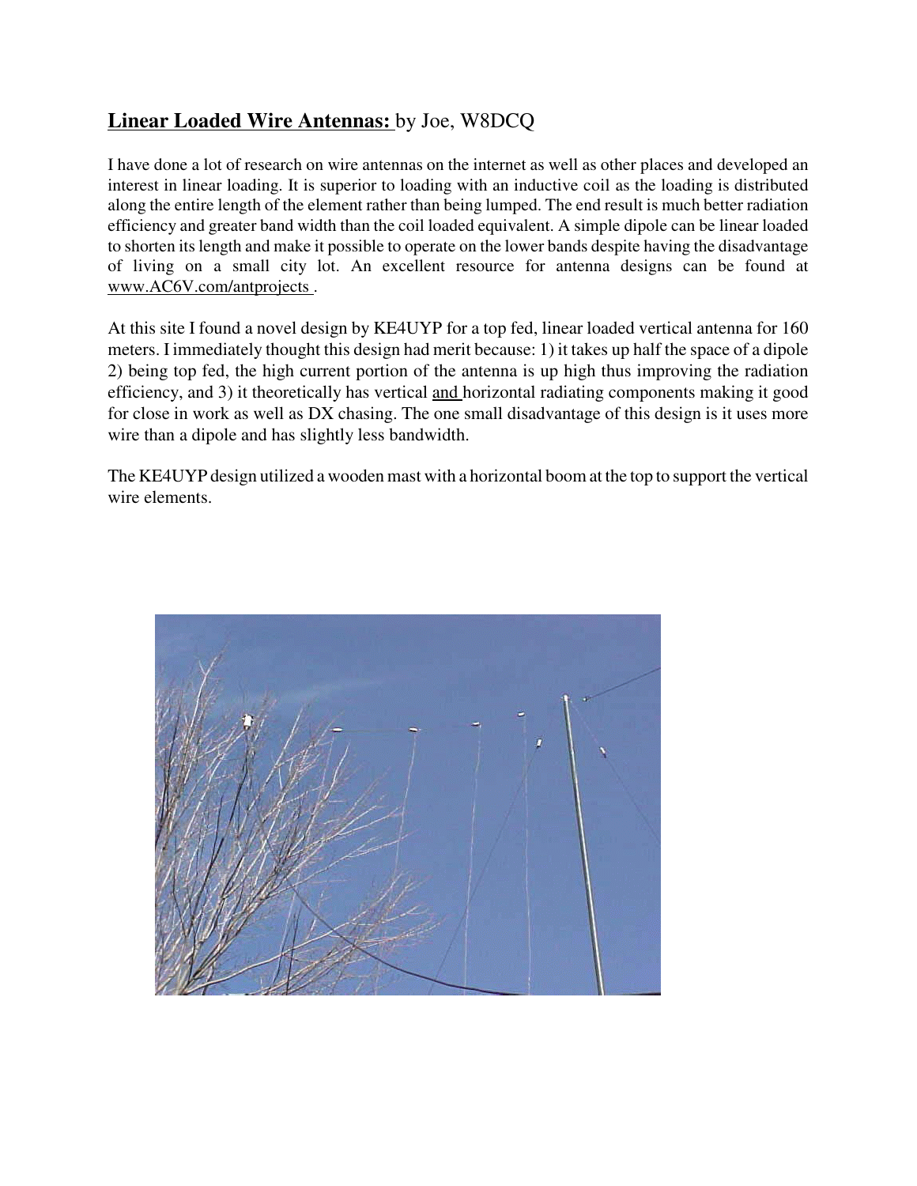**<u>Linear Loaded Wire Antennas:</u>** by Joe, W8DCQ

I have done a lot of research on wire antennas on the internet as well as other places and developed an interest in linear loading. It is superior to loading with an inductive coil as the loading is distributed along the entire length of the element rather than being lumped. The end result is much better radiation efficiency and greater band width than the coil loaded equivalent. A simple dipole can be linear loaded to shorten its length and make it possible to operate on the lower bands despite having the disadvantage of living on a small city lot. An excellent resource for antenna designs can be found at www.AC6V.com/antprojects .

At this site I found a novel design by KE4UYP for a top fed, linear loaded vertical antenna for 160 meters. I immediately thought this design had merit because: 1) it takes up half the space of a dipole 2) being top fed, the high current portion of the antenna is up high thus improving the radiation efficiency, and 3) it theoretically has vertical <u>and</u> horizontal radiating components making it good for close in work as well as DX chasing. The one small disadvantage of this design is it uses more wire than a dipole and has slightly less bandwidth.

The KE4UYP design utilized a wooden mast with a horizontal boom at the top to support the vertical wire elements.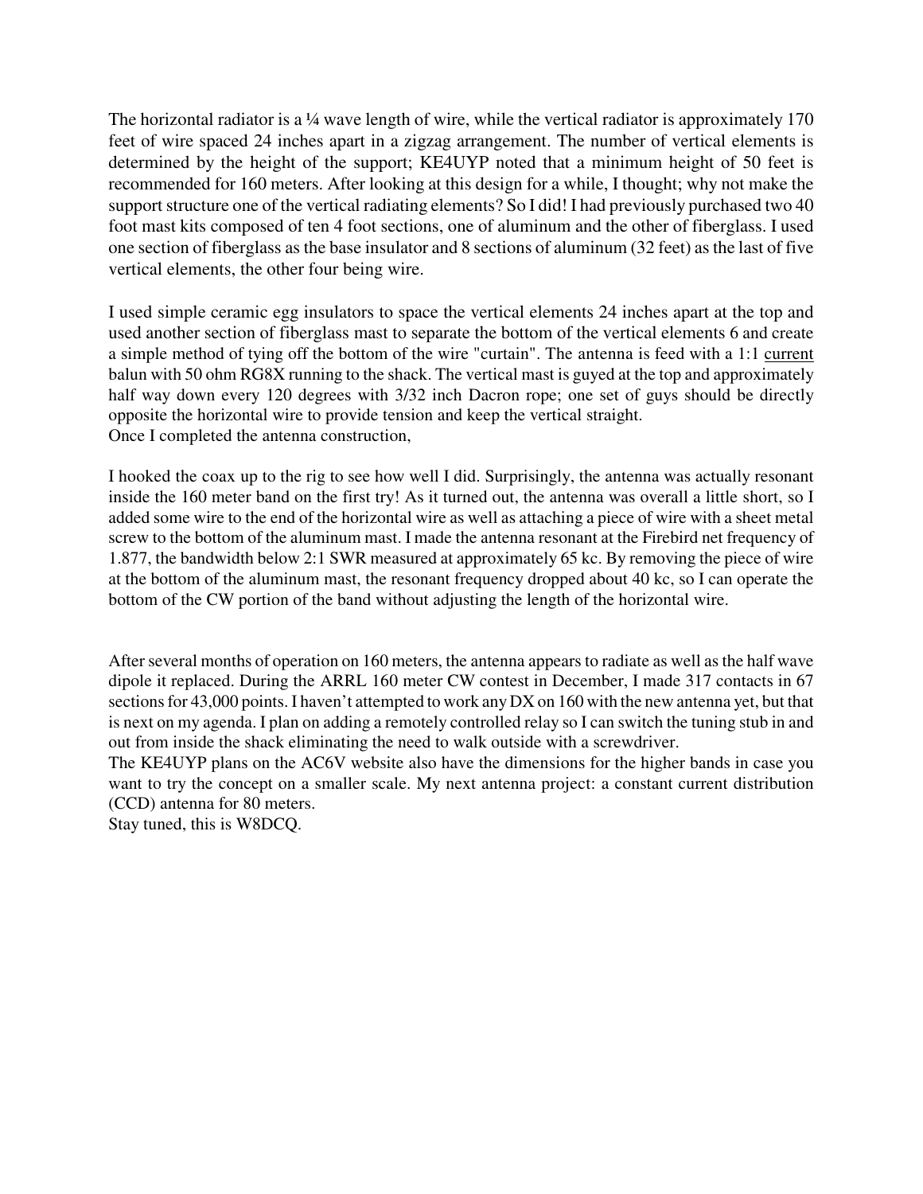The horizontal radiator is a ¼ wave length of wire, while the vertical radiator is approximately 170 feet of wire spaced 24 inches apart in a zigzag arrangement. The number of vertical elements is determined by the height of the support; KE4UYP noted that a minimum height of 50 feet is recommended for 160 meters. After looking at this design for a while, I thought; why not make the support structure one of the vertical radiating elements? So I did! I had previously purchased two 40 foot mast kits composed of ten 4 foot sections, one of aluminum and the other of fiberglass. I used one section of fiberglass as the base insulator and 8 sections of aluminum (32 feet) as the last of five vertical elements, the other four being wire.

I used simple ceramic egg insulators to space the vertical elements 24 inches apart at the top and used another section of fiberglass mast to separate the bottom of the vertical elements 6 and create a simple method of tying off the bottom of the wire "curtain". The antenna is feed with a 1:1 current balun with 50 ohm RG8X running to the shack. The vertical mast is guyed at the top and approximately half way down every 120 degrees with 3/32 inch Dacron rope; one set of guys should be directly opposite the horizontal wire to provide tension and keep the vertical straight.
Once I completed the antenna construction,

I hooked the coax up to the rig to see how well I did. Surprisingly, the antenna was actually resonant inside the 160 meter band on the first try! As it turned out, the antenna was overall a little short, so I added some wire to the end of the horizontal wire as well as attaching a piece of wire with a sheet metal screw to the bottom of the aluminum mast. I made the antenna resonant at the Firebird net frequency of 1.877, the bandwidth below 2:1 SWR measured at approximately 65 kc. By removing the piece of wire at the bottom of the aluminum mast, the resonant frequency dropped about 40 kc, so I can operate the bottom of the CW portion of the band without adjusting the length of the horizontal wire.

After several months of operation on 160 meters, the antenna appears to radiate as well as the half wave dipole it replaced. During the ARRL 160 meter CW contest in December, I made 317 contacts in 67 sections for 43,000 points. I haven't attempted to work any DX on 160 with the new antenna yet, but that is next on my agenda. I plan on adding a remotely controlled relay so I can switch the tuning stub in and out from inside the shack eliminating the need to walk outside with a screwdriver.
The KE4UYP plans on the AC6V website also have the dimensions for the higher bands in case you want to try the concept on a smaller scale. My next antenna project: a constant current distribution (CCD) antenna for 80 meters.
Stay tuned, this is W8DCQ.